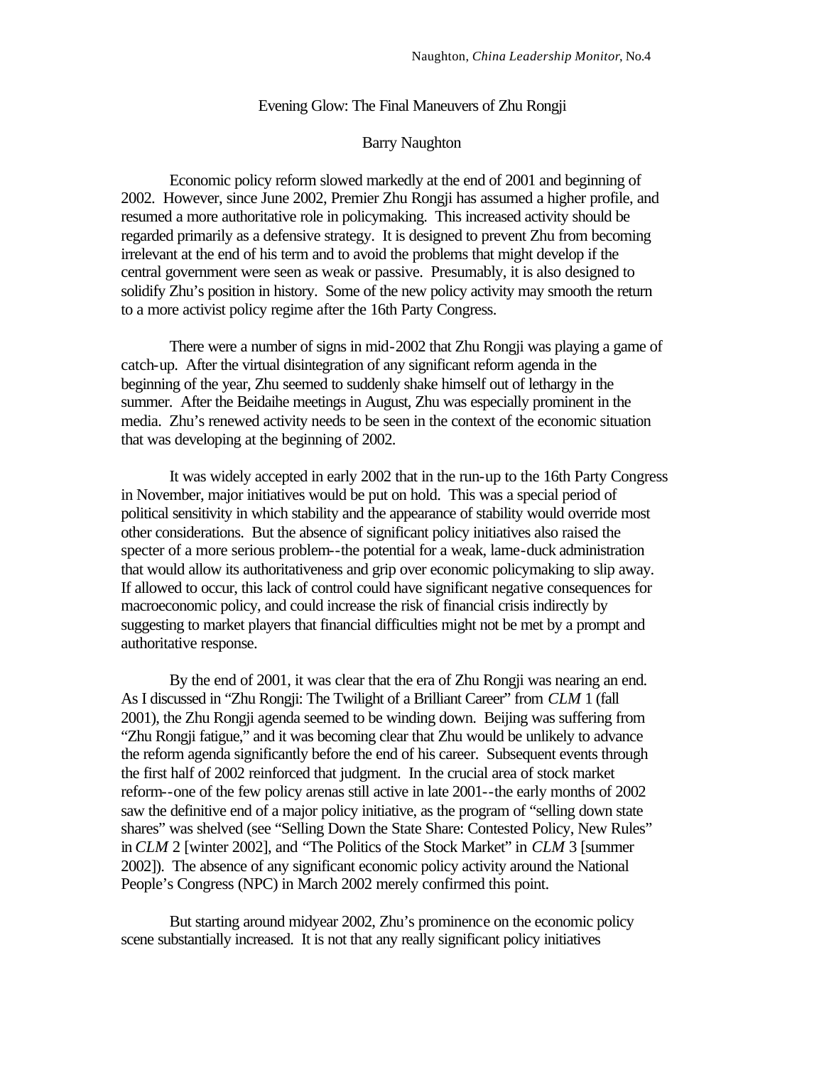# Evening Glow: The Final Maneuvers of Zhu Rongji

Barry Naughton

Economic policy reform slowed markedly at the end of 2001 and beginning of 2002. However, since June 2002, Premier Zhu Rongji has assumed a higher profile, and resumed a more authoritative role in policymaking. This increased activity should be regarded primarily as a defensive strategy. It is designed to prevent Zhu from becoming irrelevant at the end of his term and to avoid the problems that might develop if the central government were seen as weak or passive. Presumably, it is also designed to solidify Zhu's position in history. Some of the new policy activity may smooth the return to a more activist policy regime after the 16th Party Congress.

There were a number of signs in mid-2002 that Zhu Rongji was playing a game of catch-up. After the virtual disintegration of any significant reform agenda in the beginning of the year, Zhu seemed to suddenly shake himself out of lethargy in the summer. After the Beidaihe meetings in August, Zhu was especially prominent in the media. Zhu's renewed activity needs to be seen in the context of the economic situation that was developing at the beginning of 2002.

It was widely accepted in early 2002 that in the run-up to the 16th Party Congress in November, major initiatives would be put on hold. This was a special period of political sensitivity in which stability and the appearance of stability would override most other considerations. But the absence of significant policy initiatives also raised the specter of a more serious problem--the potential for a weak, lame-duck administration that would allow its authoritativeness and grip over economic policymaking to slip away. If allowed to occur, this lack of control could have significant negative consequences for macroeconomic policy, and could increase the risk of financial crisis indirectly by suggesting to market players that financial difficulties might not be met by a prompt and authoritative response.

By the end of 2001, it was clear that the era of Zhu Rongji was nearing an end. As I discussed in "Zhu Rongji: The Twilight of a Brilliant Career" from *CLM* 1 (fall 2001), the Zhu Rongji agenda seemed to be winding down. Beijing was suffering from "Zhu Rongji fatigue," and it was becoming clear that Zhu would be unlikely to advance the reform agenda significantly before the end of his career. Subsequent events through the first half of 2002 reinforced that judgment. In the crucial area of stock market reform--one of the few policy arenas still active in late 2001--the early months of 2002 saw the definitive end of a major policy initiative, as the program of "selling down state shares" was shelved (see "Selling Down the State Share: Contested Policy, New Rules" in *CLM* 2 [winter 2002], and "The Politics of the Stock Market" in *CLM* 3 [summer 2002]). The absence of any significant economic policy activity around the National People's Congress (NPC) in March 2002 merely confirmed this point.

But starting around midyear 2002, Zhu's prominence on the economic policy scene substantially increased. It is not that any really significant policy initiatives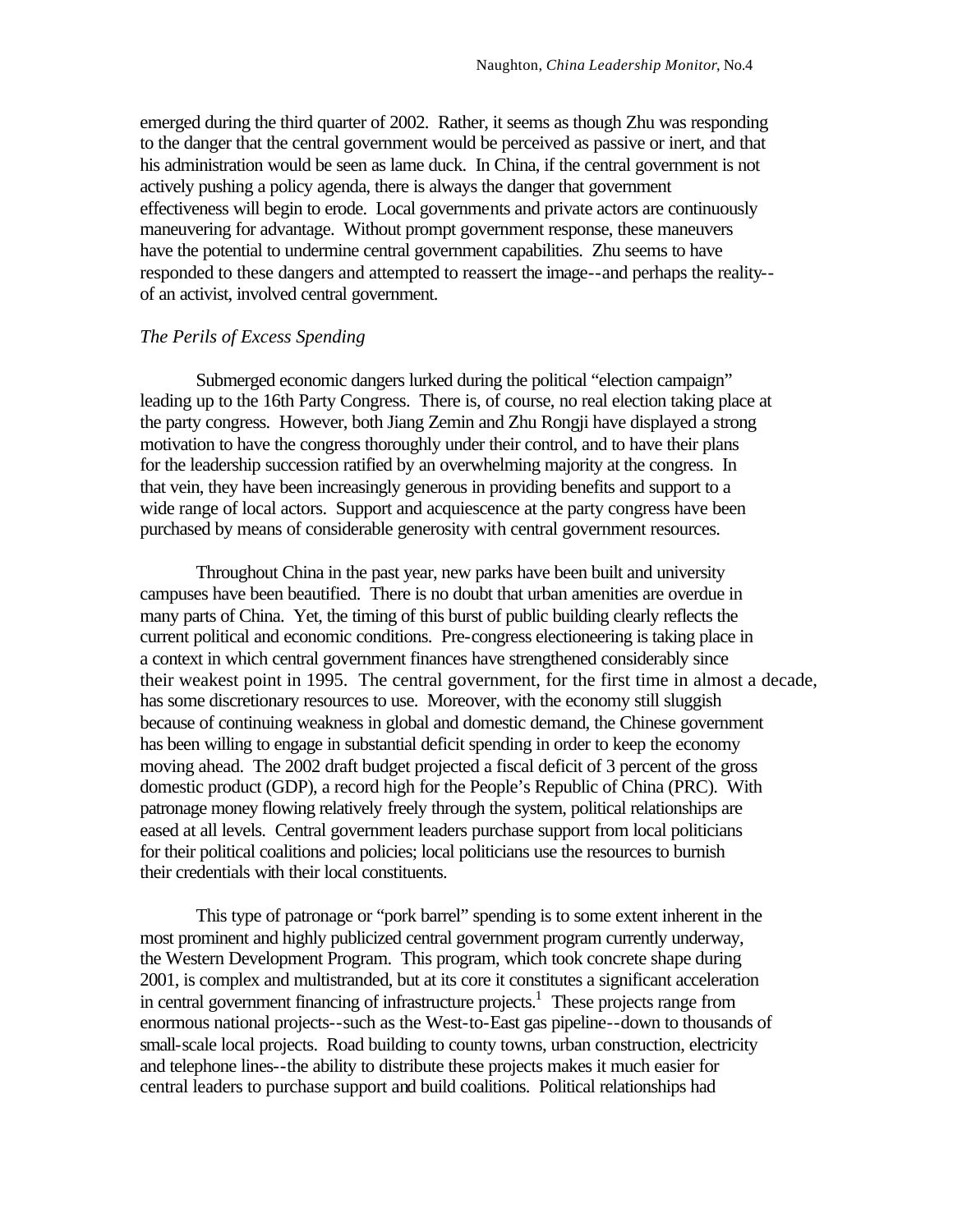emerged during the third quarter of 2002. Rather, it seems as though Zhu was responding to the danger that the central government would be perceived as passive or inert, and that his administration would be seen as lame duck. In China, if the central government is not actively pushing a policy agenda, there is always the danger that government effectiveness will begin to erode. Local governments and private actors are continuously maneuvering for advantage. Without prompt government response, these maneuvers have the potential to undermine central government capabilities. Zhu seems to have responded to these dangers and attempted to reassert the image--and perhaps the reality--of an activist, involved central government.

*The Perils of Excess Spending*

Submerged economic dangers lurked during the political "election campaign" leading up to the 16th Party Congress. There is, of course, no real election taking place at the party congress. However, both Jiang Zemin and Zhu Rongji have displayed a strong motivation to have the congress thoroughly under their control, and to have their plans for the leadership succession ratified by an overwhelming majority at the congress. In that vein, they have been increasingly generous in providing benefits and support to a wide range of local actors. Support and acquiescence at the party congress have been purchased by means of considerable generosity with central government resources.

Throughout China in the past year, new parks have been built and university campuses have been beautified. There is no doubt that urban amenities are overdue in many parts of China. Yet, the timing of this burst of public building clearly reflects the current political and economic conditions. Pre-congress electioneering is taking place in a context in which central government finances have strengthened considerably since their weakest point in 1995. The central government, for the first time in almost a decade, has some discretionary resources to use. Moreover, with the economy still sluggish because of continuing weakness in global and domestic demand, the Chinese government has been willing to engage in substantial deficit spending in order to keep the economy moving ahead. The 2002 draft budget projected a fiscal deficit of 3 percent of the gross domestic product (GDP), a record high for the People's Republic of China (PRC). With patronage money flowing relatively freely through the system, political relationships are eased at all levels. Central government leaders purchase support from local politicians for their political coalitions and policies; local politicians use the resources to burnish their credentials with their local constituents.

This type of patronage or "pork barrel" spending is to some extent inherent in the most prominent and highly publicized central government program currently underway, the Western Development Program. This program, which took concrete shape during 2001, is complex and multistranded, but at its core it constitutes a significant acceleration in central government financing of infrastructure projects.[1] These projects range from enormous national projects--such as the West-to-East gas pipeline--down to thousands of small-scale local projects. Road building to county towns, urban construction, electricity and telephone lines--the ability to distribute these projects makes it much easier for central leaders to purchase support and build coalitions. Political relationships had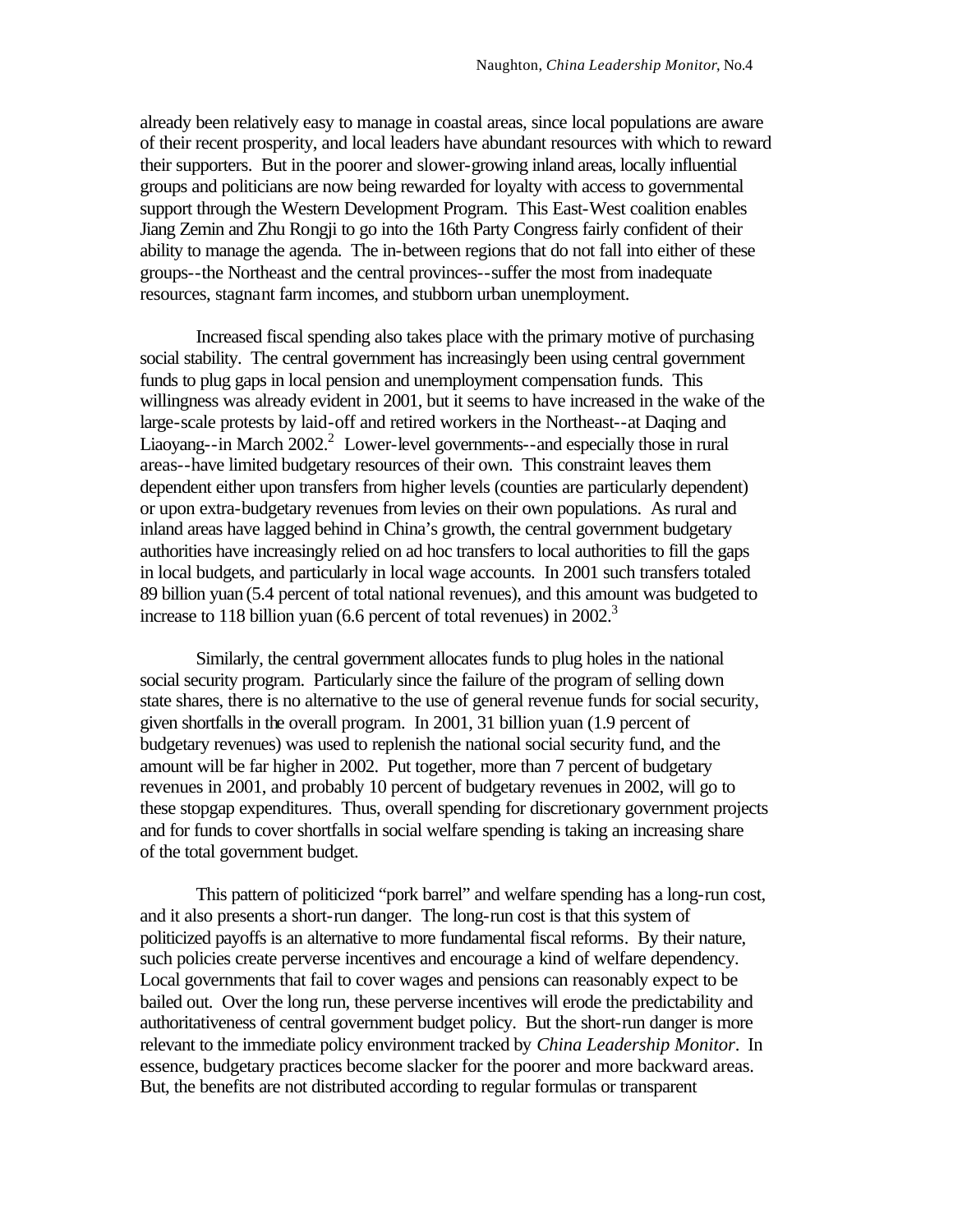already been relatively easy to manage in coastal areas, since local populations are aware of their recent prosperity, and local leaders have abundant resources with which to reward their supporters. But in the poorer and slower-growing inland areas, locally influential groups and politicians are now being rewarded for loyalty with access to governmental support through the Western Development Program. This East-West coalition enables Jiang Zemin and Zhu Rongji to go into the 16th Party Congress fairly confident of their ability to manage the agenda. The in-between regions that do not fall into either of these groups--the Northeast and the central provinces--suffer the most from inadequate resources, stagnant farm incomes, and stubborn urban unemployment.

Increased fiscal spending also takes place with the primary motive of purchasing social stability. The central government has increasingly been using central government funds to plug gaps in local pension and unemployment compensation funds. This willingness was already evident in 2001, but it seems to have increased in the wake of the large-scale protests by laid-off and retired workers in the Northeast--at Daqing and Liaoyang--in March 2002.[2] Lower-level governments--and especially those in rural areas--have limited budgetary resources of their own. This constraint leaves them dependent either upon transfers from higher levels (counties are particularly dependent) or upon extra-budgetary revenues from levies on their own populations. As rural and inland areas have lagged behind in China's growth, the central government budgetary authorities have increasingly relied on ad hoc transfers to local authorities to fill the gaps in local budgets, and particularly in local wage accounts. In 2001 such transfers totaled 89 billion yuan (5.4 percent of total national revenues), and this amount was budgeted to increase to 118 billion yuan (6.6 percent of total revenues) in 2002.[3]

Similarly, the central government allocates funds to plug holes in the national social security program. Particularly since the failure of the program of selling down state shares, there is no alternative to the use of general revenue funds for social security, given shortfalls in the overall program. In 2001, 31 billion yuan (1.9 percent of budgetary revenues) was used to replenish the national social security fund, and the amount will be far higher in 2002. Put together, more than 7 percent of budgetary revenues in 2001, and probably 10 percent of budgetary revenues in 2002, will go to these stopgap expenditures. Thus, overall spending for discretionary government projects and for funds to cover shortfalls in social welfare spending is taking an increasing share of the total government budget.

This pattern of politicized "pork barrel" and welfare spending has a long-run cost, and it also presents a short-run danger. The long-run cost is that this system of politicized payoffs is an alternative to more fundamental fiscal reforms. By their nature, such policies create perverse incentives and encourage a kind of welfare dependency. Local governments that fail to cover wages and pensions can reasonably expect to be bailed out. Over the long run, these perverse incentives will erode the predictability and authoritativeness of central government budget policy. But the short-run danger is more relevant to the immediate policy environment tracked by *China Leadership Monitor*. In essence, budgetary practices become slacker for the poorer and more backward areas. But, the benefits are not distributed according to regular formulas or transparent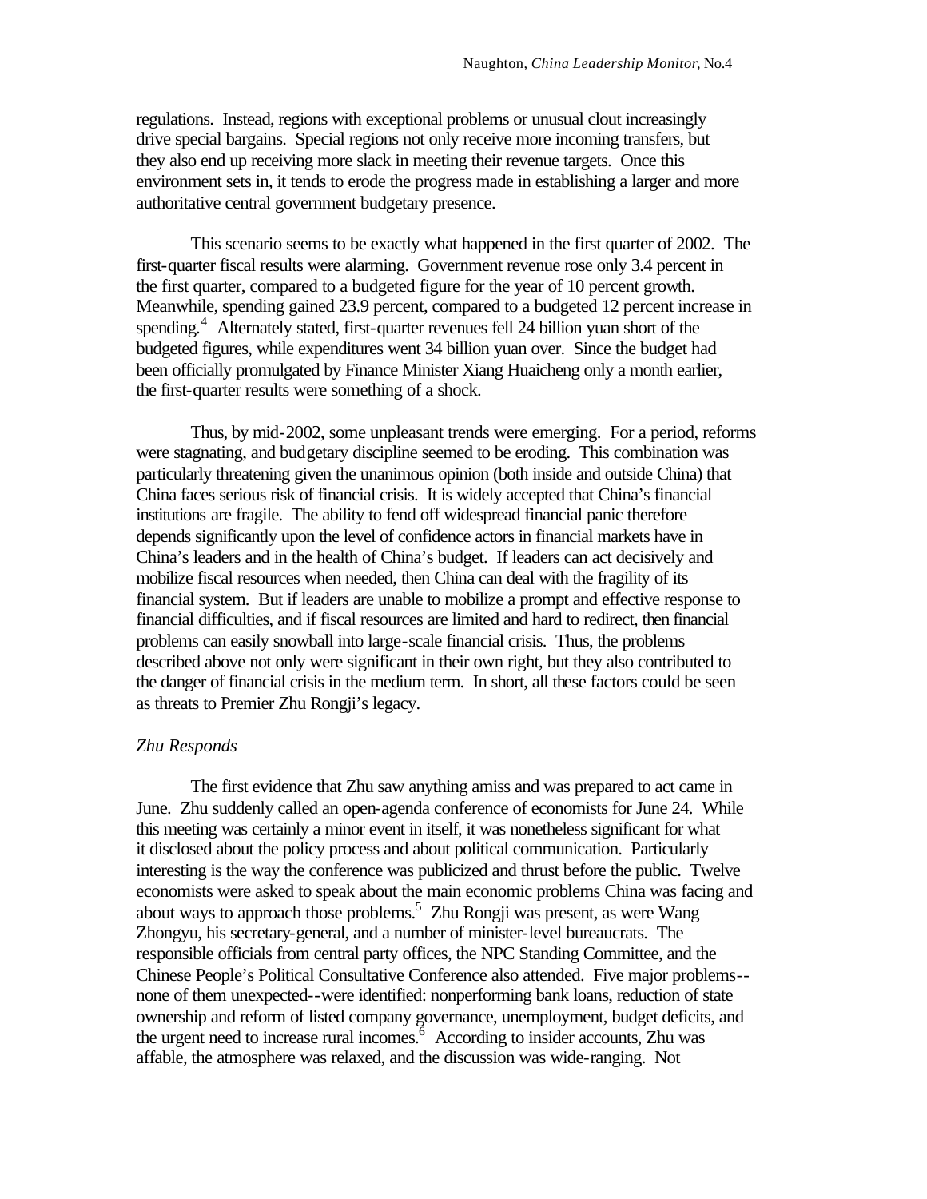regulations. Instead, regions with exceptional problems or unusual clout increasingly drive special bargains. Special regions not only receive more incoming transfers, but they also end up receiving more slack in meeting their revenue targets. Once this environment sets in, it tends to erode the progress made in establishing a larger and more authoritative central government budgetary presence.

This scenario seems to be exactly what happened in the first quarter of 2002. The first-quarter fiscal results were alarming. Government revenue rose only 3.4 percent in the first quarter, compared to a budgeted figure for the year of 10 percent growth. Meanwhile, spending gained 23.9 percent, compared to a budgeted 12 percent increase in spending.[4] Alternately stated, first-quarter revenues fell 24 billion yuan short of the budgeted figures, while expenditures went 34 billion yuan over. Since the budget had been officially promulgated by Finance Minister Xiang Huaicheng only a month earlier, the first-quarter results were something of a shock.

Thus, by mid-2002, some unpleasant trends were emerging. For a period, reforms were stagnating, and budgetary discipline seemed to be eroding. This combination was particularly threatening given the unanimous opinion (both inside and outside China) that China faces serious risk of financial crisis. It is widely accepted that China's financial institutions are fragile. The ability to fend off widespread financial panic therefore depends significantly upon the level of confidence actors in financial markets have in China's leaders and in the health of China's budget. If leaders can act decisively and mobilize fiscal resources when needed, then China can deal with the fragility of its financial system. But if leaders are unable to mobilize a prompt and effective response to financial difficulties, and if fiscal resources are limited and hard to redirect, then financial problems can easily snowball into large-scale financial crisis. Thus, the problems described above not only were significant in their own right, but they also contributed to the danger of financial crisis in the medium term. In short, all these factors could be seen as threats to Premier Zhu Rongji's legacy.

*Zhu Responds*

The first evidence that Zhu saw anything amiss and was prepared to act came in June. Zhu suddenly called an open-agenda conference of economists for June 24. While this meeting was certainly a minor event in itself, it was nonetheless significant for what it disclosed about the policy process and about political communication. Particularly interesting is the way the conference was publicized and thrust before the public. Twelve economists were asked to speak about the main economic problems China was facing and about ways to approach those problems.[5] Zhu Rongji was present, as were Wang Zhongyu, his secretary-general, and a number of minister-level bureaucrats. The responsible officials from central party offices, the NPC Standing Committee, and the Chinese People's Political Consultative Conference also attended. Five major problems--none of them unexpected--were identified: nonperforming bank loans, reduction of state ownership and reform of listed company governance, unemployment, budget deficits, and the urgent need to increase rural incomes.[6] According to insider accounts, Zhu was affable, the atmosphere was relaxed, and the discussion was wide-ranging. Not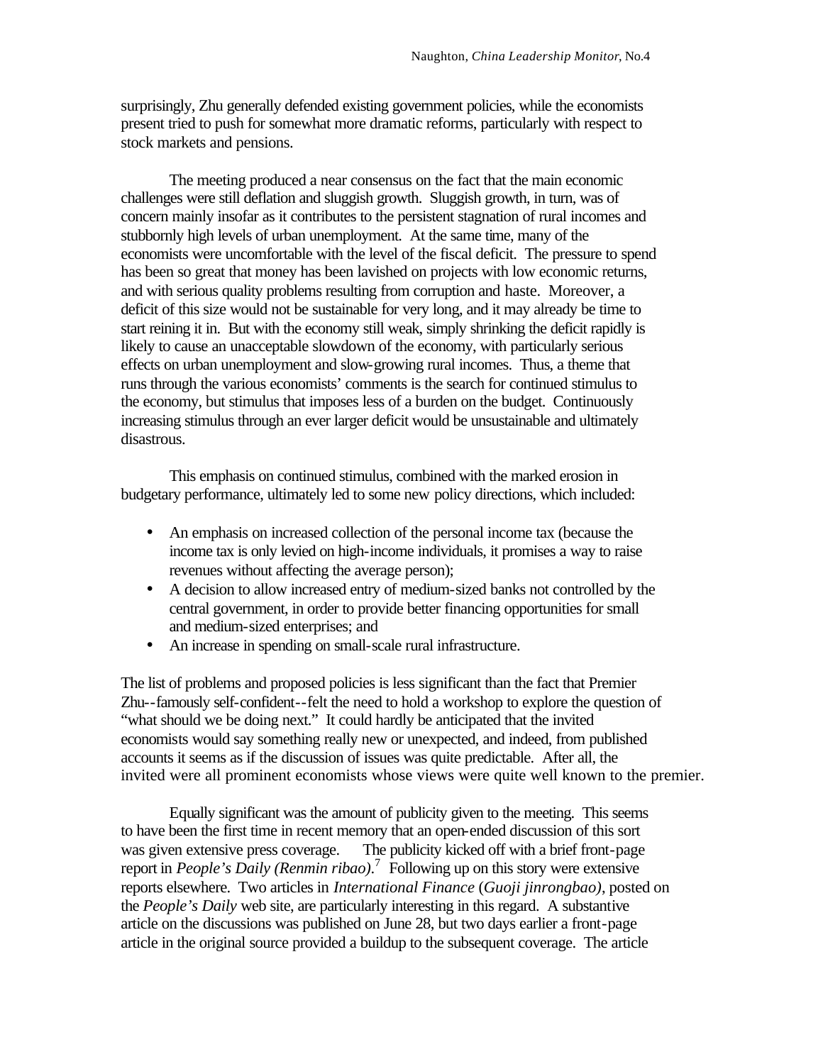surprisingly, Zhu generally defended existing government policies, while the economists present tried to push for somewhat more dramatic reforms, particularly with respect to stock markets and pensions.

The meeting produced a near consensus on the fact that the main economic challenges were still deflation and sluggish growth. Sluggish growth, in turn, was of concern mainly insofar as it contributes to the persistent stagnation of rural incomes and stubbornly high levels of urban unemployment. At the same time, many of the economists were uncomfortable with the level of the fiscal deficit. The pressure to spend has been so great that money has been lavished on projects with low economic returns, and with serious quality problems resulting from corruption and haste. Moreover, a deficit of this size would not be sustainable for very long, and it may already be time to start reining it in. But with the economy still weak, simply shrinking the deficit rapidly is likely to cause an unacceptable slowdown of the economy, with particularly serious effects on urban unemployment and slow-growing rural incomes. Thus, a theme that runs through the various economists' comments is the search for continued stimulus to the economy, but stimulus that imposes less of a burden on the budget. Continuously increasing stimulus through an ever larger deficit would be unsustainable and ultimately disastrous.

This emphasis on continued stimulus, combined with the marked erosion in budgetary performance, ultimately led to some new policy directions, which included:

- An emphasis on increased collection of the personal income tax (because the income tax is only levied on high-income individuals, it promises a way to raise revenues without affecting the average person);
- A decision to allow increased entry of medium-sized banks not controlled by the central government, in order to provide better financing opportunities for small and medium-sized enterprises; and
- An increase in spending on small-scale rural infrastructure.

The list of problems and proposed policies is less significant than the fact that Premier Zhu--famously self-confident--felt the need to hold a workshop to explore the question of "what should we be doing next." It could hardly be anticipated that the invited economists would say something really new or unexpected, and indeed, from published accounts it seems as if the discussion of issues was quite predictable. After all, the invited were all prominent economists whose views were quite well known to the premier.

Equally significant was the amount of publicity given to the meeting. This seems to have been the first time in recent memory that an open-ended discussion of this sort was given extensive press coverage. The publicity kicked off with a brief front-page report in *People's Daily (Renmin ribao)*.[7] Following up on this story were extensive reports elsewhere. Two articles in *International Finance* (*Guoji jinrongbao)*, posted on the *People's Daily* web site, are particularly interesting in this regard. A substantive article on the discussions was published on June 28, but two days earlier a front-page article in the original source provided a buildup to the subsequent coverage. The article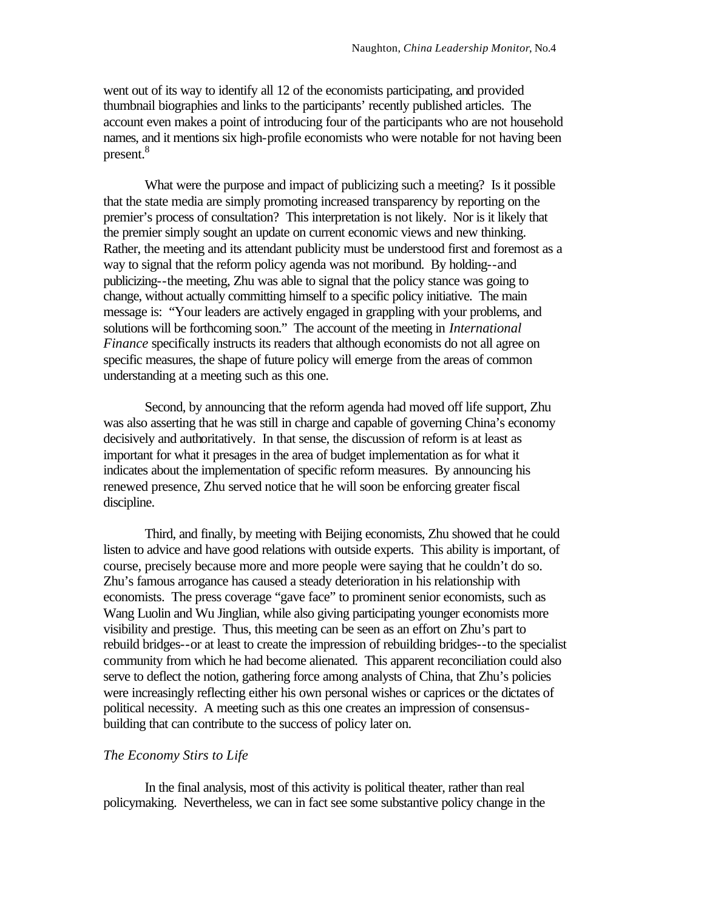went out of its way to identify all 12 of the economists participating, and provided thumbnail biographies and links to the participants' recently published articles. The account even makes a point of introducing four of the participants who are not household names, and it mentions six high-profile economists who were notable for not having been present.[8]

What were the purpose and impact of publicizing such a meeting? Is it possible that the state media are simply promoting increased transparency by reporting on the premier's process of consultation? This interpretation is not likely. Nor is it likely that the premier simply sought an update on current economic views and new thinking. Rather, the meeting and its attendant publicity must be understood first and foremost as a way to signal that the reform policy agenda was not moribund. By holding--and publicizing--the meeting, Zhu was able to signal that the policy stance was going to change, without actually committing himself to a specific policy initiative. The main message is: "Your leaders are actively engaged in grappling with your problems, and solutions will be forthcoming soon." The account of the meeting in *International Finance* specifically instructs its readers that although economists do not all agree on specific measures, the shape of future policy will emerge from the areas of common understanding at a meeting such as this one.

Second, by announcing that the reform agenda had moved off life support, Zhu was also asserting that he was still in charge and capable of governing China's economy decisively and authoritatively. In that sense, the discussion of reform is at least as important for what it presages in the area of budget implementation as for what it indicates about the implementation of specific reform measures. By announcing his renewed presence, Zhu served notice that he will soon be enforcing greater fiscal discipline.

Third, and finally, by meeting with Beijing economists, Zhu showed that he could listen to advice and have good relations with outside experts. This ability is important, of course, precisely because more and more people were saying that he couldn't do so. Zhu's famous arrogance has caused a steady deterioration in his relationship with economists. The press coverage "gave face" to prominent senior economists, such as Wang Luolin and Wu Jinglian, while also giving participating younger economists more visibility and prestige. Thus, this meeting can be seen as an effort on Zhu's part to rebuild bridges--or at least to create the impression of rebuilding bridges--to the specialist community from which he had become alienated. This apparent reconciliation could also serve to deflect the notion, gathering force among analysts of China, that Zhu's policies were increasingly reflecting either his own personal wishes or caprices or the dictates of political necessity. A meeting such as this one creates an impression of consensus-building that can contribute to the success of policy later on.

### *The Economy Stirs to Life*

In the final analysis, most of this activity is political theater, rather than real policymaking. Nevertheless, we can in fact see some substantive policy change in the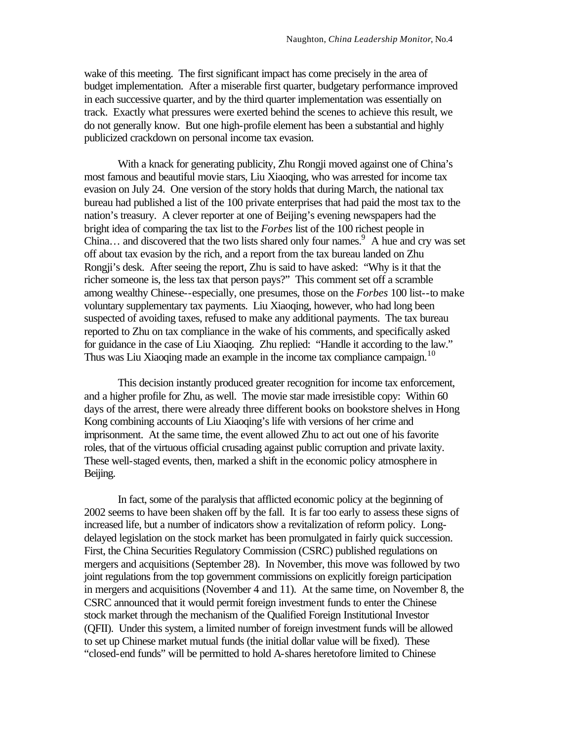wake of this meeting. The first significant impact has come precisely in the area of budget implementation. After a miserable first quarter, budgetary performance improved in each successive quarter, and by the third quarter implementation was essentially on track. Exactly what pressures were exerted behind the scenes to achieve this result, we do not generally know. But one high-profile element has been a substantial and highly publicized crackdown on personal income tax evasion.

With a knack for generating publicity, Zhu Rongji moved against one of China's most famous and beautiful movie stars, Liu Xiaoqing, who was arrested for income tax evasion on July 24. One version of the story holds that during March, the national tax bureau had published a list of the 100 private enterprises that had paid the most tax to the nation's treasury. A clever reporter at one of Beijing's evening newspapers had the bright idea of comparing the tax list to the *Forbes* list of the 100 richest people in China… and discovered that the two lists shared only four names.[9] A hue and cry was set off about tax evasion by the rich, and a report from the tax bureau landed on Zhu Rongji's desk. After seeing the report, Zhu is said to have asked: "Why is it that the richer someone is, the less tax that person pays?" This comment set off a scramble among wealthy Chinese--especially, one presumes, those on the *Forbes* 100 list--to make voluntary supplementary tax payments. Liu Xiaoqing, however, who had long been suspected of avoiding taxes, refused to make any additional payments. The tax bureau reported to Zhu on tax compliance in the wake of his comments, and specifically asked for guidance in the case of Liu Xiaoqing. Zhu replied: "Handle it according to the law." Thus was Liu Xiaoqing made an example in the income tax compliance campaign.[10]

This decision instantly produced greater recognition for income tax enforcement, and a higher profile for Zhu, as well. The movie star made irresistible copy: Within 60 days of the arrest, there were already three different books on bookstore shelves in Hong Kong combining accounts of Liu Xiaoqing's life with versions of her crime and imprisonment. At the same time, the event allowed Zhu to act out one of his favorite roles, that of the virtuous official crusading against public corruption and private laxity. These well-staged events, then, marked a shift in the economic policy atmosphere in Beijing.

In fact, some of the paralysis that afflicted economic policy at the beginning of 2002 seems to have been shaken off by the fall. It is far too early to assess these signs of increased life, but a number of indicators show a revitalization of reform policy. Long-delayed legislation on the stock market has been promulgated in fairly quick succession. First, the China Securities Regulatory Commission (CSRC) published regulations on mergers and acquisitions (September 28). In November, this move was followed by two joint regulations from the top government commissions on explicitly foreign participation in mergers and acquisitions (November 4 and 11). At the same time, on November 8, the CSRC announced that it would permit foreign investment funds to enter the Chinese stock market through the mechanism of the Qualified Foreign Institutional Investor (QFII). Under this system, a limited number of foreign investment funds will be allowed to set up Chinese market mutual funds (the initial dollar value will be fixed). These "closed-end funds" will be permitted to hold A-shares heretofore limited to Chinese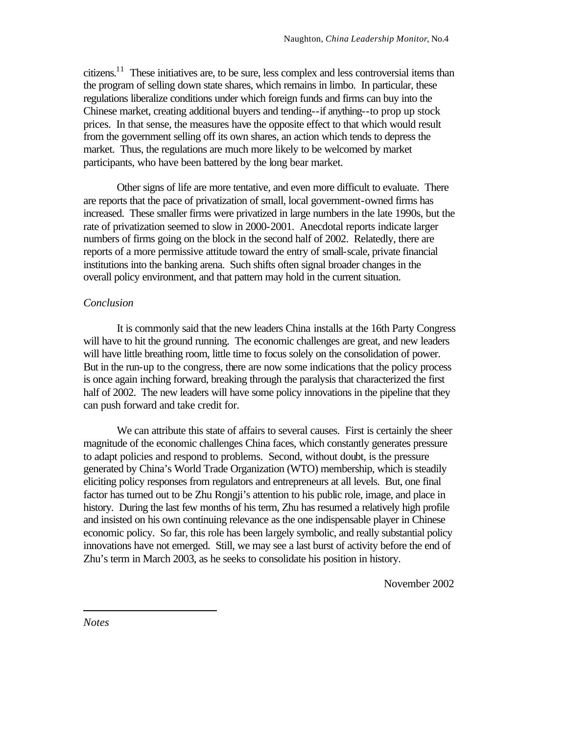citizens.[11] These initiatives are, to be sure, less complex and less controversial items than the program of selling down state shares, which remains in limbo. In particular, these regulations liberalize conditions under which foreign funds and firms can buy into the Chinese market, creating additional buyers and tending--if anything--to prop up stock prices. In that sense, the measures have the opposite effect to that which would result from the government selling off its own shares, an action which tends to depress the market. Thus, the regulations are much more likely to be welcomed by market participants, who have been battered by the long bear market.

Other signs of life are more tentative, and even more difficult to evaluate. There are reports that the pace of privatization of small, local government-owned firms has increased. These smaller firms were privatized in large numbers in the late 1990s, but the rate of privatization seemed to slow in 2000-2001. Anecdotal reports indicate larger numbers of firms going on the block in the second half of 2002. Relatedly, there are reports of a more permissive attitude toward the entry of small-scale, private financial institutions into the banking arena. Such shifts often signal broader changes in the overall policy environment, and that pattern may hold in the current situation.

*Conclusion*

It is commonly said that the new leaders China installs at the 16th Party Congress will have to hit the ground running. The economic challenges are great, and new leaders will have little breathing room, little time to focus solely on the consolidation of power. But in the run-up to the congress, there are now some indications that the policy process is once again inching forward, breaking through the paralysis that characterized the first half of 2002. The new leaders will have some policy innovations in the pipeline that they can push forward and take credit for.

We can attribute this state of affairs to several causes. First is certainly the sheer magnitude of the economic challenges China faces, which constantly generates pressure to adapt policies and respond to problems. Second, without doubt, is the pressure generated by China's World Trade Organization (WTO) membership, which is steadily eliciting policy responses from regulators and entrepreneurs at all levels. But, one final factor has turned out to be Zhu Rongji's attention to his public role, image, and place in history. During the last few months of his term, Zhu has resumed a relatively high profile and insisted on his own continuing relevance as the one indispensable player in Chinese economic policy. So far, this role has been largely symbolic, and really substantial policy innovations have not emerged. Still, we may see a last burst of activity before the end of Zhu's term in March 2003, as he seeks to consolidate his position in history.

November 2002

*Notes*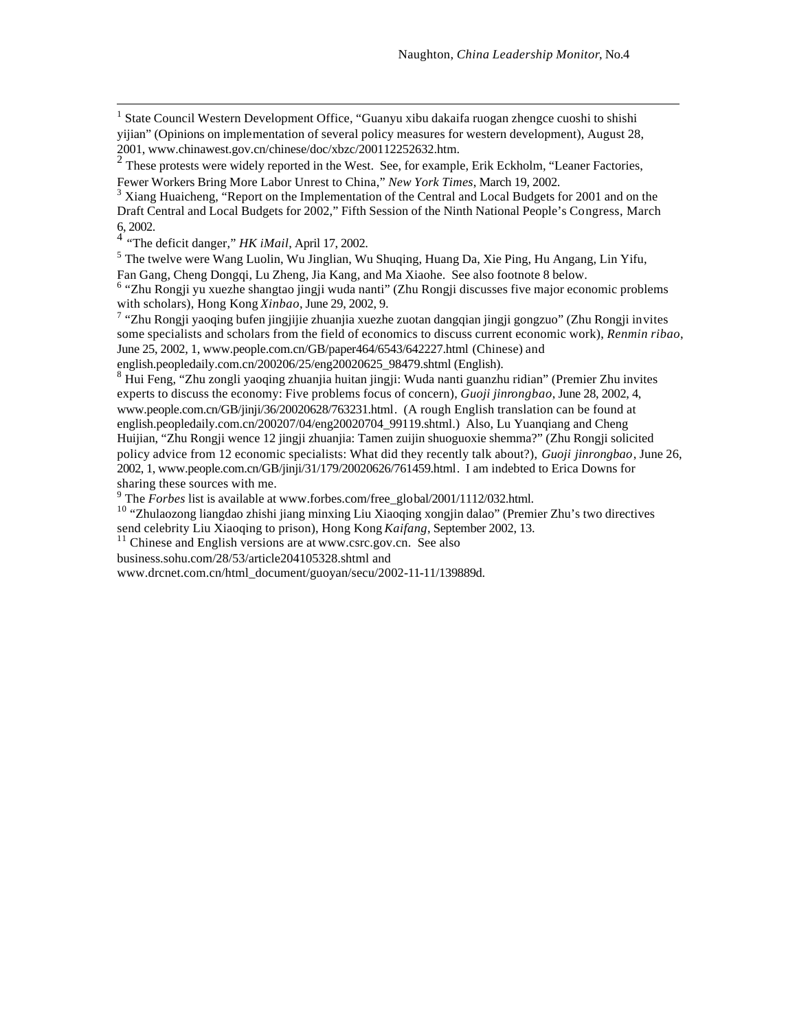[1] State Council Western Development Office, "Guanyu xibu dakaifa ruogan zhengce cuoshi to shishi yijian" (Opinions on implementation of several policy measures for western development), August 28, 2001, www.chinawest.gov.cn/chinese/doc/xbzc/200112252632.htm.

[2] These protests were widely reported in the West. See, for example, Erik Eckholm, "Leaner Factories, Fewer Workers Bring More Labor Unrest to China," *New York Times*, March 19, 2002.

[3] Xiang Huaicheng, "Report on the Implementation of the Central and Local Budgets for 2001 and on the Draft Central and Local Budgets for 2002," Fifth Session of the Ninth National People's Congress, March 6, 2002.

[4] "The deficit danger," *HK iMail*, April 17, 2002.

[5] The twelve were Wang Luolin, Wu Jinglian, Wu Shuqing, Huang Da, Xie Ping, Hu Angang, Lin Yifu, Fan Gang, Cheng Dongqi, Lu Zheng, Jia Kang, and Ma Xiaohe. See also footnote 8 below.

[6] "Zhu Rongji yu xuezhe shangtao jingji wuda nanti" (Zhu Rongji discusses five major economic problems with scholars), Hong Kong *Xinbao*, June 29, 2002, 9.

[7] "Zhu Rongji yaoqing bufen jingjijie zhuanjia xuezhe zuotan dangqian jingji gongzuo" (Zhu Rongji invites some specialists and scholars from the field of economics to discuss current economic work), *Renmin ribao*, June 25, 2002, 1, www.people.com.cn/GB/paper464/6543/642227.html (Chinese) and english.peopledaily.com.cn/200206/25/eng20020625_98479.shtml (English).

[8] Hui Feng, "Zhu zongli yaoqing zhuanjia huitan jingji: Wuda nanti guanzhu ridian" (Premier Zhu invites experts to discuss the economy: Five problems focus of concern), *Guoji jinrongbao*, June 28, 2002, 4, www.people.com.cn/GB/jinji/36/20020628/763231.html. (A rough English translation can be found at english.peopledaily.com.cn/200207/04/eng20020704_99119.shtml.) Also, Lu Yuanqiang and Cheng Huijian, "Zhu Rongji wence 12 jingji zhuanjia: Tamen zuijin shuoguoxie shemma?" (Zhu Rongji solicited policy advice from 12 economic specialists: What did they recently talk about?), *Guoji jinrongbao*, June 26, 2002, 1, www.people.com.cn/GB/jinji/31/179/20020626/761459.html. I am indebted to Erica Downs for sharing these sources with me.

[9] The *Forbes* list is available at www.forbes.com/free_global/2001/1112/032.html.

[10] "Zhulaozong liangdao zhishi jiang minxing Liu Xiaoqing xongjin dalao" (Premier Zhu's two directives send celebrity Liu Xiaoqing to prison), Hong Kong *Kaifang*, September 2002, 13.

[11] Chinese and English versions are at www.csrc.gov.cn. See also business.sohu.com/28/53/article204105328.shtml and www.drcnet.com.cn/html_document/guoyan/secu/2002-11-11/139889d.